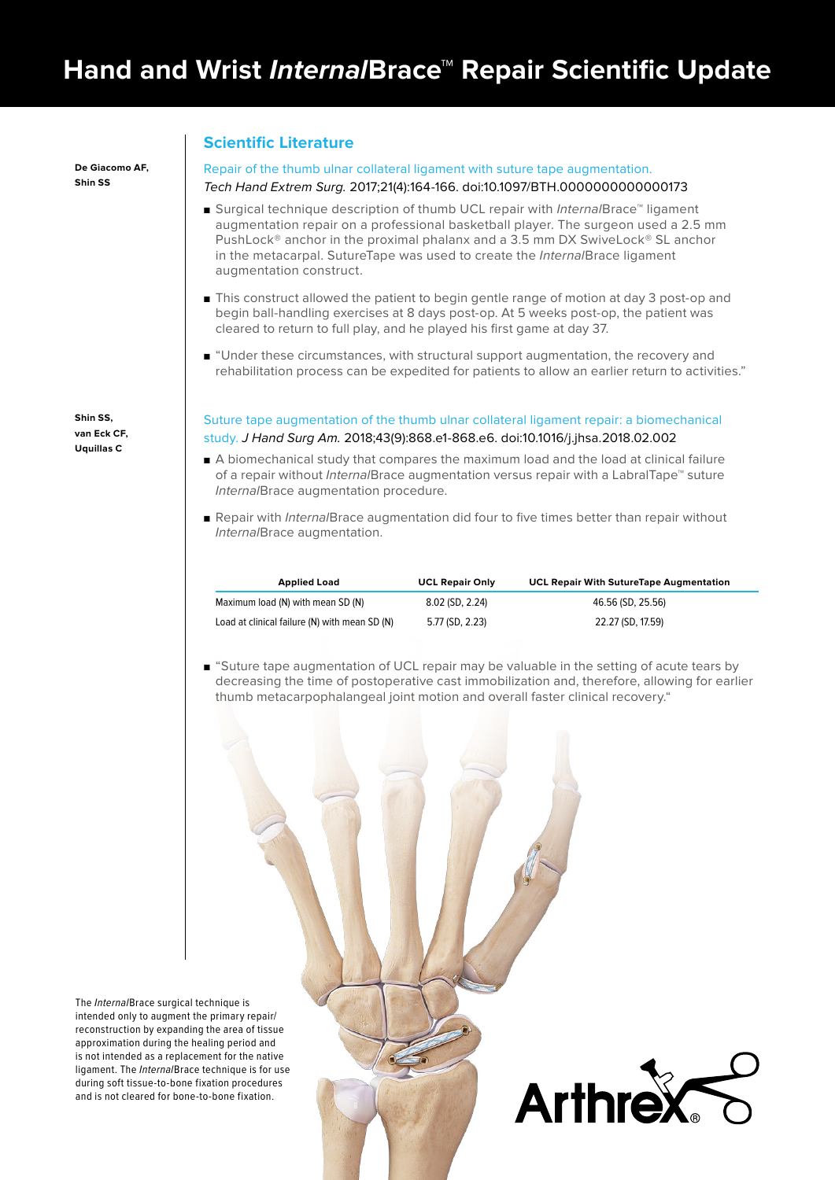# Hand and Wrist *Internal*Brace™ Repair Scientific Update

## Scientific Literature

**De Giacomo AF, Shin SS**

Repair of the thumb ulnar collateral ligament with suture tape augmentation.
*Tech Hand Extrem Surg.* 2017;21(4):164-166. doi:10.1097/BTH.0000000000000173

- Surgical technique description of thumb UCL repair with *Internal*Brace™ ligament augmentation repair on a professional basketball player. The surgeon used a 2.5 mm PushLock® anchor in the proximal phalanx and a 3.5 mm DX SwiveLock® SL anchor in the metacarpal. SutureTape was used to create the *Internal*Brace ligament augmentation construct.
- This construct allowed the patient to begin gentle range of motion at day 3 post-op and begin ball-handling exercises at 8 days post-op. At 5 weeks post-op, the patient was cleared to return to full play, and he played his first game at day 37.
- "Under these circumstances, with structural support augmentation, the recovery and rehabilitation process can be expedited for patients to allow an earlier return to activities."

**Shin SS, van Eck CF, Uquillas C**

Suture tape augmentation of the thumb ulnar collateral ligament repair: a biomechanical study. *J Hand Surg Am.* 2018;43(9):868.e1-868.e6. doi:10.1016/j.jhsa.2018.02.002

- A biomechanical study that compares the maximum load and the load at clinical failure of a repair without *Internal*Brace augmentation versus repair with a LabralTape™ suture *Internal*Brace augmentation procedure.
- Repair with *Internal*Brace augmentation did four to five times better than repair without *Internal*Brace augmentation.

| Applied Load | UCL Repair Only | UCL Repair With SutureTape Augmentation |
|---|---|---|
| Maximum load (N) with mean SD (N) | 8.02 (SD, 2.24) | 46.56 (SD, 25.56) |
| Load at clinical failure (N) with mean SD (N) | 5.77 (SD, 2.23) | 22.27 (SD, 17.59) |

- "Suture tape augmentation of UCL repair may be valuable in the setting of acute tears by decreasing the time of postoperative cast immobilization and, therefore, allowing for earlier thumb metacarpophalangeal joint motion and overall faster clinical recovery."

The *Internal*Brace surgical technique is intended only to augment the primary repair/reconstruction by expanding the area of tissue approximation during the healing period and is not intended as a replacement for the native ligament. The *Internal*Brace technique is for use during soft tissue-to-bone fixation procedures and is not cleared for bone-to-bone fixation.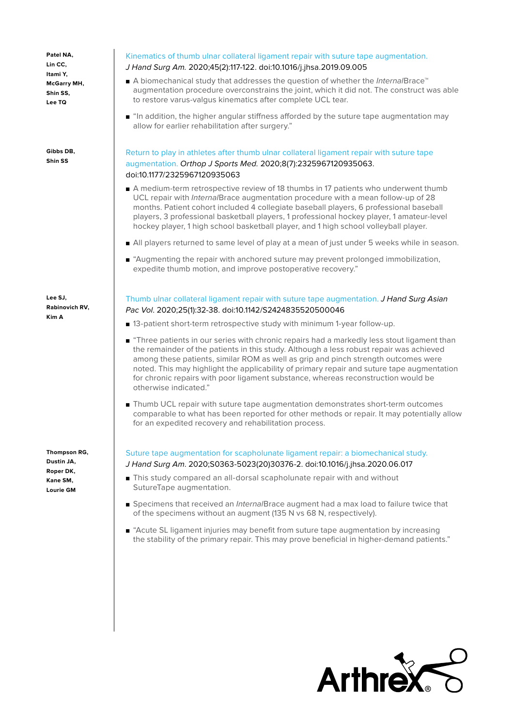**Patel NA, Lin CC, Itami Y, McGarry MH, Shin SS, Lee TQ**

Kinematics of thumb ulnar collateral ligament repair with suture tape augmentation. *J Hand Surg Am.* 2020;45(2):117-122. doi:10.1016/j.jhsa.2019.09.005

- A biomechanical study that addresses the question of whether the *Internal*Brace™ augmentation procedure overconstrains the joint, which it did not. The construct was able to restore varus-valgus kinematics after complete UCL tear.
- "In addition, the higher angular stiffness afforded by the suture tape augmentation may allow for earlier rehabilitation after surgery."

**Gibbs DB, Shin SS**

Return to play in athletes after thumb ulnar collateral ligament repair with suture tape augmentation. *Orthop J Sports Med.* 2020;8(7):2325967120935063. doi:10.1177/2325967120935063

- A medium-term retrospective review of 18 thumbs in 17 patients who underwent thumb UCL repair with *Internal*Brace augmentation procedure with a mean follow-up of 28 months. Patient cohort included 4 collegiate baseball players, 6 professional baseball players, 3 professional basketball players, 1 professional hockey player, 1 amateur-level hockey player, 1 high school basketball player, and 1 high school volleyball player.
- All players returned to same level of play at a mean of just under 5 weeks while in season.
- "Augmenting the repair with anchored suture may prevent prolonged immobilization, expedite thumb motion, and improve postoperative recovery."

**Lee SJ, Rabinovich RV, Kim A**

Thumb ulnar collateral ligament repair with suture tape augmentation. *J Hand Surg Asian Pac Vol*. 2020;25(1):32-38. doi:10.1142/S2424835520500046

- 13-patient short-term retrospective study with minimum 1-year follow-up.
- "Three patients in our series with chronic repairs had a markedly less stout ligament than the remainder of the patients in this study. Although a less robust repair was achieved among these patients, similar ROM as well as grip and pinch strength outcomes were noted. This may highlight the applicability of primary repair and suture tape augmentation for chronic repairs with poor ligament substance, whereas reconstruction would be otherwise indicated."
- Thumb UCL repair with suture tape augmentation demonstrates short-term outcomes comparable to what has been reported for other methods or repair. It may potentially allow for an expedited recovery and rehabilitation process.

**Thompson RG, Dustin JA, Roper DK, Kane SM, Lourie GM**

Suture tape augmentation for scapholunate ligament repair: a biomechanical study. *J Hand Surg Am.* 2020;S0363-5023(20)30376-2. doi:10.1016/j.jhsa.2020.06.017

- This study compared an all-dorsal scapholunate repair with and without SutureTape augmentation.
- Specimens that received an *Internal*Brace augment had a max load to failure twice that of the specimens without an augment (135 N vs 68 N, respectively).
- "Acute SL ligament injuries may benefit from suture tape augmentation by increasing the stability of the primary repair. This may prove beneficial in higher-demand patients."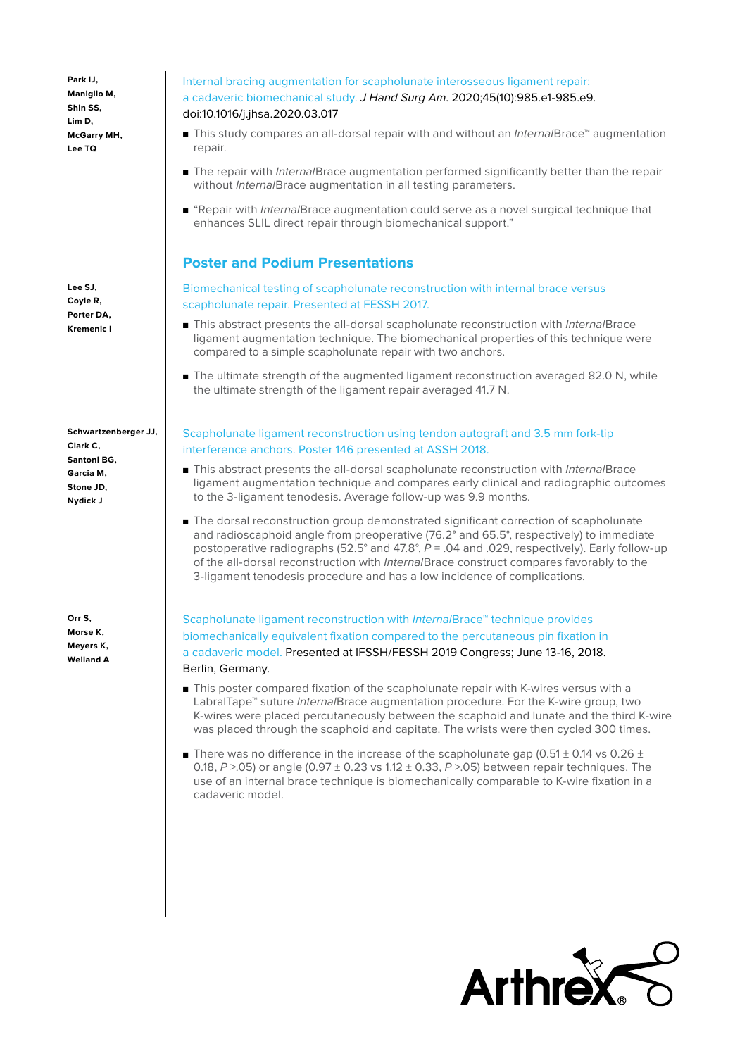**Park IJ, Maniglio M, Shin SS, Lim D, McGarry MH, Lee TQ**

Internal bracing augmentation for scapholunate interosseous ligament repair: a cadaveric biomechanical study. *J Hand Surg Am*. 2020;45(10):985.e1-985.e9. doi:10.1016/j.jhsa.2020.03.017

- This study compares an all-dorsal repair with and without an *Internal*Brace™ augmentation repair.
- The repair with *Internal*Brace augmentation performed significantly better than the repair without *Internal*Brace augmentation in all testing parameters.
- "Repair with *Internal*Brace augmentation could serve as a novel surgical technique that enhances SLIL direct repair through biomechanical support."

## Poster and Podium Presentations

**Lee SJ, Coyle R, Porter DA, Kremenic I**

Biomechanical testing of scapholunate reconstruction with internal brace versus scapholunate repair. Presented at FESSH 2017.

- This abstract presents the all-dorsal scapholunate reconstruction with *Internal*Brace ligament augmentation technique. The biomechanical properties of this technique were compared to a simple scapholunate repair with two anchors.
- The ultimate strength of the augmented ligament reconstruction averaged 82.0 N, while the ultimate strength of the ligament repair averaged 41.7 N.

**Schwartzenberger JJ, Clark C, Santoni BG, Garcia M, Stone JD, Nydick J**

Scapholunate ligament reconstruction using tendon autograft and 3.5 mm fork-tip interference anchors. Poster 146 presented at ASSH 2018.

- This abstract presents the all-dorsal scapholunate reconstruction with *Internal*Brace ligament augmentation technique and compares early clinical and radiographic outcomes to the 3-ligament tenodesis. Average follow-up was 9.9 months.
- The dorsal reconstruction group demonstrated significant correction of scapholunate and radioscaphoid angle from preoperative (76.2° and 65.5°, respectively) to immediate postoperative radiographs (52.5° and 47.8°, $P = .04$ and .029, respectively). Early follow-up of the all-dorsal reconstruction with *Internal*Brace construct compares favorably to the 3-ligament tenodesis procedure and has a low incidence of complications.

**Orr S, Morse K, Meyers K, Weiland A**

Scapholunate ligament reconstruction with *Internal*Brace™ technique provides biomechanically equivalent fixation compared to the percutaneous pin fixation in a cadaveric model. Presented at IFSSH/FESSH 2019 Congress; June 13-16, 2018. Berlin, Germany.

- This poster compared fixation of the scapholunate repair with K-wires versus with a LabralTape™ suture *Internal*Brace augmentation procedure. For the K-wire group, two K-wires were placed percutaneously between the scaphoid and lunate and the third K-wire was placed through the scaphoid and capitate. The wrists were then cycled 300 times.
- There was no difference in the increase of the scapholunate gap (0.51 ± 0.14 vs 0.26 ± 0.18, $P > .05$) or angle (0.97 ± 0.23 vs 1.12 ± 0.33, $P > .05$) between repair techniques. The use of an internal brace technique is biomechanically comparable to K-wire fixation in a cadaveric model.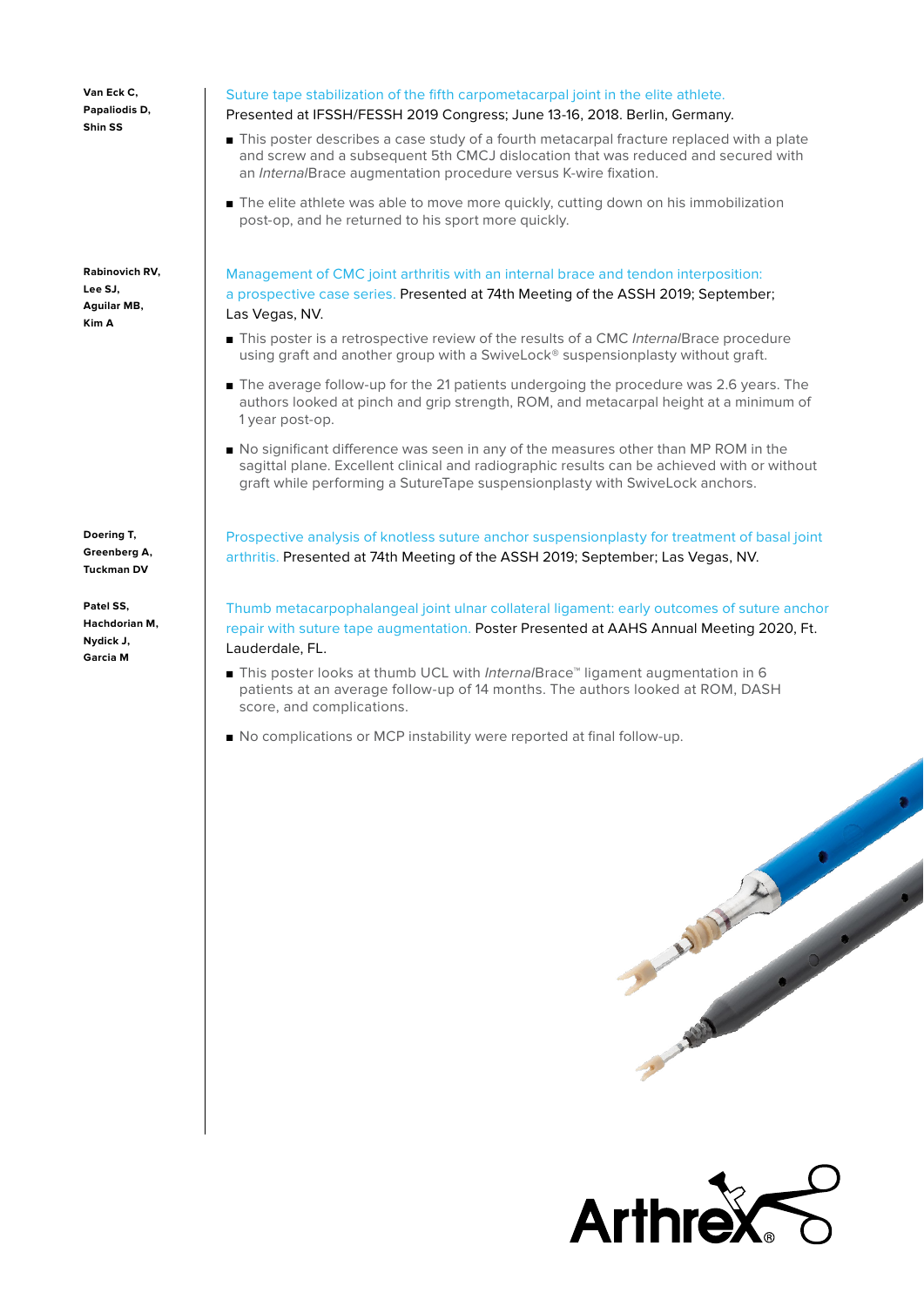**Van Eck C, Papaliodis D, Shin SS**

Suture tape stabilization of the fifth carpometacarpal joint in the elite athlete. Presented at IFSSH/FESSH 2019 Congress; June 13-16, 2018. Berlin, Germany.

- This poster describes a case study of a fourth metacarpal fracture replaced with a plate and screw and a subsequent 5th CMCJ dislocation that was reduced and secured with an *Internal*Brace augmentation procedure versus K-wire fixation.
- The elite athlete was able to move more quickly, cutting down on his immobilization post-op, and he returned to his sport more quickly.

**Rabinovich RV, Lee SJ, Aguilar MB, Kim A**

Management of CMC joint arthritis with an internal brace and tendon interposition: a prospective case series. Presented at 74th Meeting of the ASSH 2019; September; Las Vegas, NV.

- This poster is a retrospective review of the results of a CMC *Internal*Brace procedure using graft and another group with a SwiveLock® suspensionplasty without graft.
- The average follow-up for the 21 patients undergoing the procedure was 2.6 years. The authors looked at pinch and grip strength, ROM, and metacarpal height at a minimum of 1 year post-op.
- No significant difference was seen in any of the measures other than MP ROM in the sagittal plane. Excellent clinical and radiographic results can be achieved with or without graft while performing a SutureTape suspensionplasty with SwiveLock anchors.

**Doering T, Greenberg A, Tuckman DV**

Prospective analysis of knotless suture anchor suspensionplasty for treatment of basal joint arthritis. Presented at 74th Meeting of the ASSH 2019; September; Las Vegas, NV.

**Patel SS, Hachdorian M, Nydick J, Garcia M**

Thumb metacarpophalangeal joint ulnar collateral ligament: early outcomes of suture anchor repair with suture tape augmentation. Poster Presented at AAHS Annual Meeting 2020, Ft. Lauderdale, FL.

- This poster looks at thumb UCL with *Internal*Brace™ ligament augmentation in 6 patients at an average follow-up of 14 months. The authors looked at ROM, DASH score, and complications.
- No complications or MCP instability were reported at final follow-up.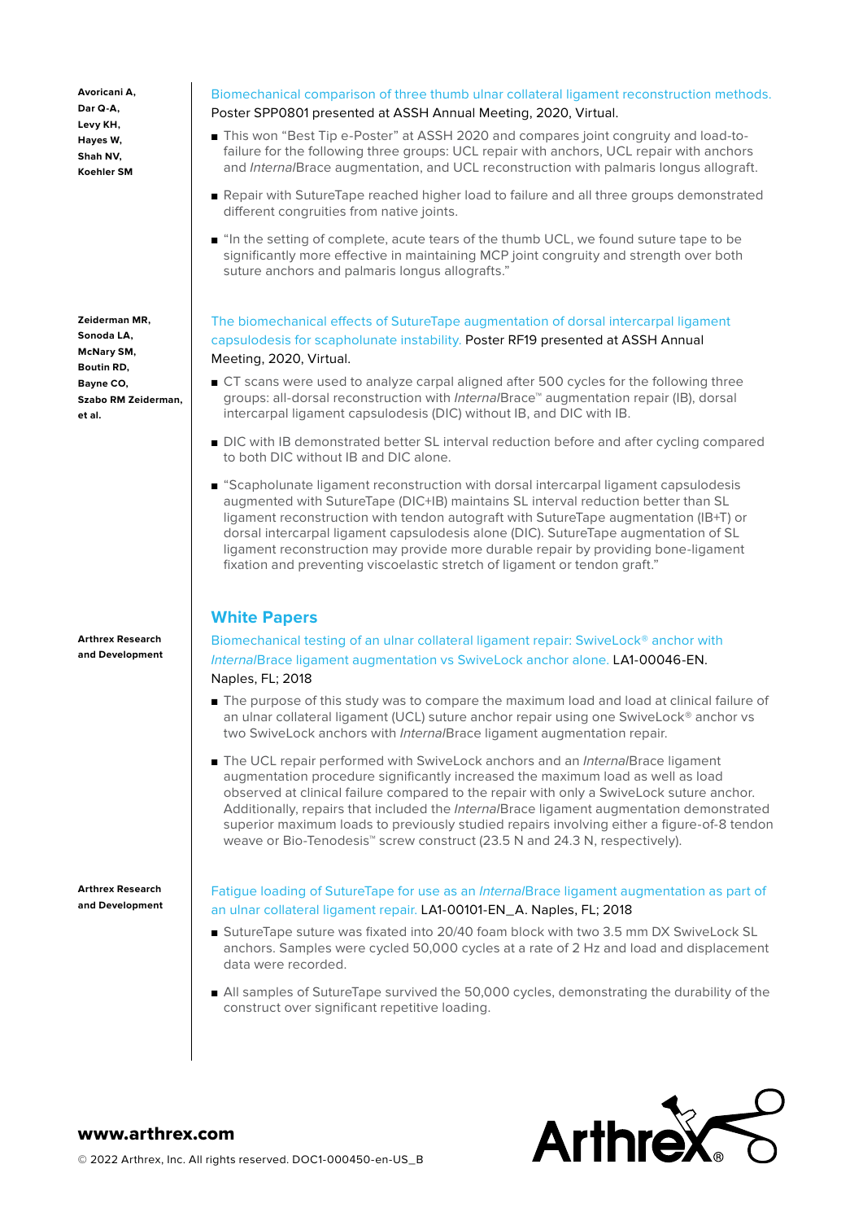**Avoricani A, Dar Q-A, Levy KH, Hayes W, Shah NV, Koehler SM**

Biomechanical comparison of three thumb ulnar collateral ligament reconstruction methods. Poster SPP0801 presented at ASSH Annual Meeting, 2020, Virtual.

- This won "Best Tip e-Poster" at ASSH 2020 and compares joint congruity and load-to-failure for the following three groups: UCL repair with anchors, UCL repair with anchors and *Internal*Brace augmentation, and UCL reconstruction with palmaris longus allograft.
- Repair with SutureTape reached higher load to failure and all three groups demonstrated different congruities from native joints.
- "In the setting of complete, acute tears of the thumb UCL, we found suture tape to be significantly more effective in maintaining MCP joint congruity and strength over both suture anchors and palmaris longus allografts."

**Zeiderman MR, Sonoda LA, McNary SM, Boutin RD, Bayne CO, Szabo RM Zeiderman, et al.**

The biomechanical effects of SutureTape augmentation of dorsal intercarpal ligament capsulodesis for scapholunate instability. Poster RF19 presented at ASSH Annual Meeting, 2020, Virtual.

- CT scans were used to analyze carpal aligned after 500 cycles for the following three groups: all-dorsal reconstruction with *Internal*Brace™ augmentation repair (IB), dorsal intercarpal ligament capsulodesis (DIC) without IB, and DIC with IB.
- DIC with IB demonstrated better SL interval reduction before and after cycling compared to both DIC without IB and DIC alone.
- "Scapholunate ligament reconstruction with dorsal intercarpal ligament capsulodesis augmented with SutureTape (DIC+IB) maintains SL interval reduction better than SL ligament reconstruction with tendon autograft with SutureTape augmentation (IB+T) or dorsal intercarpal ligament capsulodesis alone (DIC). SutureTape augmentation of SL ligament reconstruction may provide more durable repair by providing bone-ligament fixation and preventing viscoelastic stretch of ligament or tendon graft."

## White Papers

**Arthrex Research and Development**

Biomechanical testing of an ulnar collateral ligament repair: SwiveLock® anchor with *Internal*Brace ligament augmentation vs SwiveLock anchor alone. LA1-00046-EN. Naples, FL; 2018

- The purpose of this study was to compare the maximum load and load at clinical failure of an ulnar collateral ligament (UCL) suture anchor repair using one SwiveLock® anchor vs two SwiveLock anchors with *Internal*Brace ligament augmentation repair.
- The UCL repair performed with SwiveLock anchors and an *Internal*Brace ligament augmentation procedure significantly increased the maximum load as well as load observed at clinical failure compared to the repair with only a SwiveLock suture anchor. Additionally, repairs that included the *Internal*Brace ligament augmentation demonstrated superior maximum loads to previously studied repairs involving either a figure-of-8 tendon weave or Bio-Tenodesis™ screw construct (23.5 N and 24.3 N, respectively).

**Arthrex Research and Development**

Fatigue loading of SutureTape for use as an *Internal*Brace ligament augmentation as part of an ulnar collateral ligament repair. LA1-00101-EN_A. Naples, FL; 2018

- SutureTape suture was fixated into 20/40 foam block with two 3.5 mm DX SwiveLock SL anchors. Samples were cycled 50,000 cycles at a rate of 2 Hz and load and displacement data were recorded.
- All samples of SutureTape survived the 50,000 cycles, demonstrating the durability of the construct over significant repetitive loading.

**www.arthrex.com**

© 2022 Arthrex, Inc. All rights reserved. DOC1-000450-en-US_B

Arthrex®